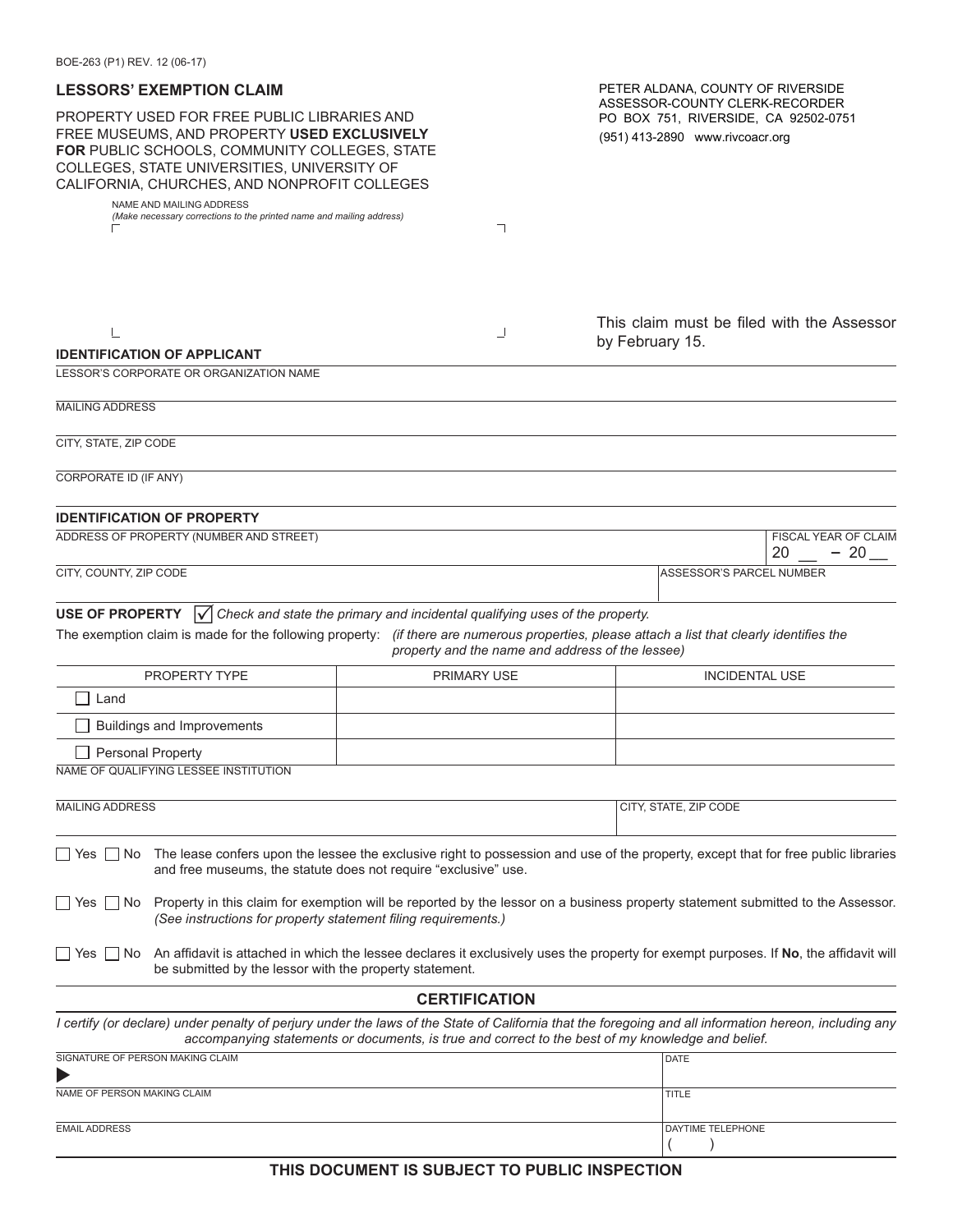BOE-263 (P1) REV. 12 (06-17)

## LESSORS' EXEMPTION CLAIM

PROPERTY USED FOR FREE PUBLIC LIBRARIES AND FREE MUSEUMS, AND PROPERTY **USED EXCLUSIVELY FOR** PUBLIC SCHOOLS, COMMUNITY COLLEGES, STATE COLLEGES, STATE UNIVERSITIES, UNIVERSITY OF CALIFORNIA, CHURCHES, AND NONPROFIT COLLEGES

PETER ALDANA, COUNTY OF RIVERSIDE
ASSESSOR-COUNTY CLERK-RECORDER
PO BOX 751, RIVERSIDE, CA 92502-0751
(951) 413-2890 www.rivcoacr.org

NAME AND MAILING ADDRESS
*(Make necessary corrections to the printed name and mailing address)*

This claim must be filed with the Assessor by February 15.

### IDENTIFICATION OF APPLICANT

LESSOR'S CORPORATE OR ORGANIZATION NAME

MAILING ADDRESS

CITY, STATE, ZIP CODE

CORPORATE ID (IF ANY)

### IDENTIFICATION OF PROPERTY

| ADDRESS OF PROPERTY (NUMBER AND STREET) | FISCAL YEAR OF CLAIM 20 __ – 20 __ |
|---|---|
| CITY, COUNTY, ZIP CODE | ASSESSOR'S PARCEL NUMBER |

**USE OF PROPERTY** ☑ *Check and state the primary and incidental qualifying uses of the property.*

The exemption claim is made for the following property: *(if there are numerous properties, please attach a list that clearly identifies the property and the name and address of the lessee)*

| PROPERTY TYPE | PRIMARY USE | INCIDENTAL USE |
|---|---|---|
| ☐ Land | | |
| ☐ Buildings and Improvements | | |
| ☐ Personal Property | | |

NAME OF QUALIFYING LESSEE INSTITUTION

| MAILING ADDRESS | CITY, STATE, ZIP CODE |
|---|---|

☐ Yes ☐ No The lease confers upon the lessee the exclusive right to possession and use of the property, except that for free public libraries and free museums, the statute does not require "exclusive" use.

☐ Yes ☐ No Property in this claim for exemption will be reported by the lessor on a business property statement submitted to the Assessor. *(See instructions for property statement filing requirements.)*

☐ Yes ☐ No An affidavit is attached in which the lessee declares it exclusively uses the property for exempt purposes. If **No**, the affidavit will be submitted by the lessor with the property statement.

### CERTIFICATION

*I certify (or declare) under penalty of perjury under the laws of the State of California that the foregoing and all information hereon, including any accompanying statements or documents, is true and correct to the best of my knowledge and belief.*

| SIGNATURE OF PERSON MAKING CLAIM ▶ | DATE |
|---|---|
| NAME OF PERSON MAKING CLAIM | TITLE |
| EMAIL ADDRESS | DAYTIME TELEPHONE ( ) |

**THIS DOCUMENT IS SUBJECT TO PUBLIC INSPECTION**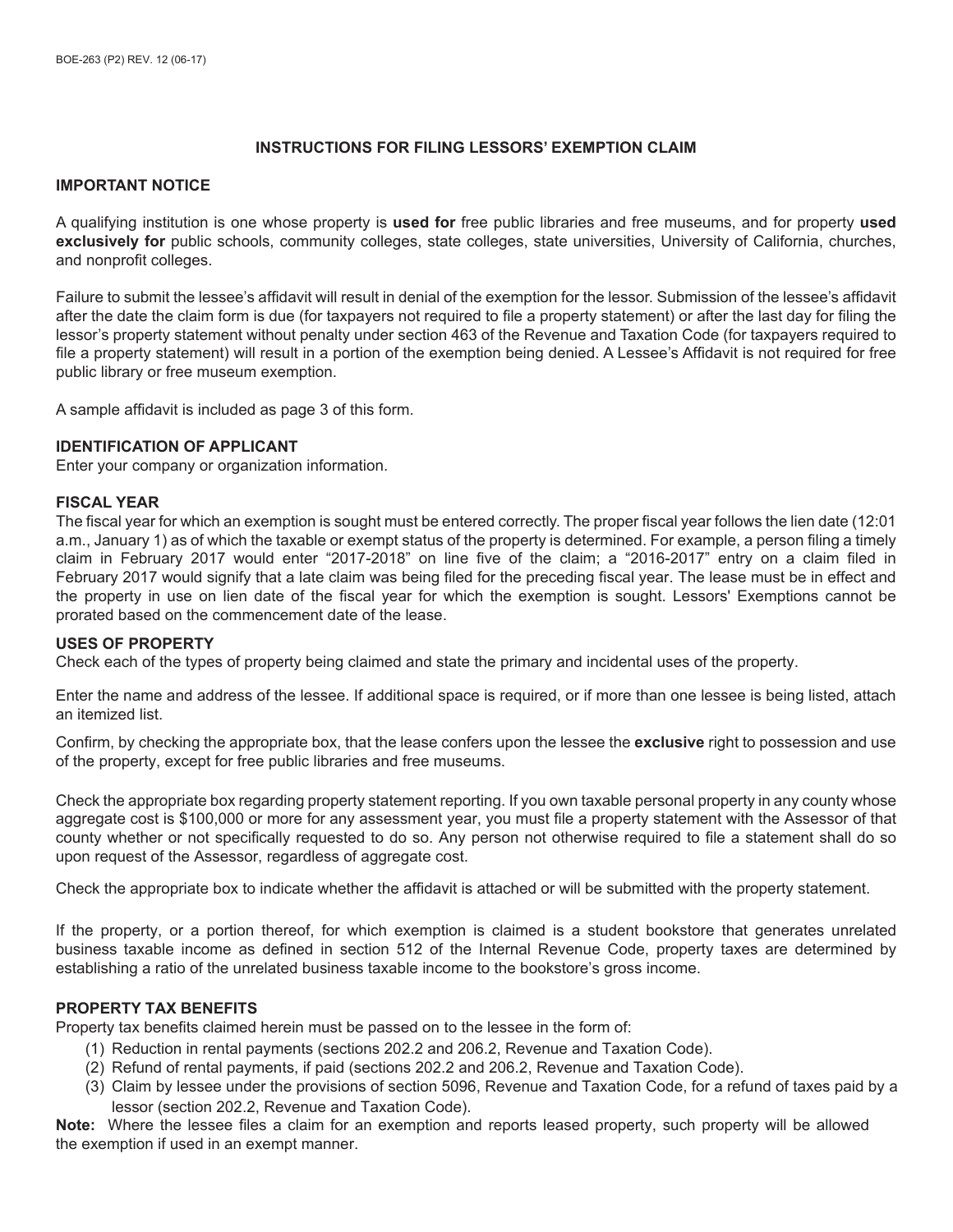# INSTRUCTIONS FOR FILING LESSORS' EXEMPTION CLAIM

## IMPORTANT NOTICE

A qualifying institution is one whose property is **used for** free public libraries and free museums, and for property **used exclusively for** public schools, community colleges, state colleges, state universities, University of California, churches, and nonprofit colleges.

Failure to submit the lessee's affidavit will result in denial of the exemption for the lessor. Submission of the lessee's affidavit after the date the claim form is due (for taxpayers not required to file a property statement) or after the last day for filing the lessor's property statement without penalty under section 463 of the Revenue and Taxation Code (for taxpayers required to file a property statement) will result in a portion of the exemption being denied. A Lessee's Affidavit is not required for free public library or free museum exemption.

A sample affidavit is included as page 3 of this form.

## IDENTIFICATION OF APPLICANT

Enter your company or organization information.

## FISCAL YEAR

The fiscal year for which an exemption is sought must be entered correctly. The proper fiscal year follows the lien date (12:01 a.m., January 1) as of which the taxable or exempt status of the property is determined. For example, a person filing a timely claim in February 2017 would enter "2017-2018" on line five of the claim; a "2016-2017" entry on a claim filed in February 2017 would signify that a late claim was being filed for the preceding fiscal year. The lease must be in effect and the property in use on lien date of the fiscal year for which the exemption is sought. Lessors' Exemptions cannot be prorated based on the commencement date of the lease.

## USES OF PROPERTY

Check each of the types of property being claimed and state the primary and incidental uses of the property.

Enter the name and address of the lessee. If additional space is required, or if more than one lessee is being listed, attach an itemized list.

Confirm, by checking the appropriate box, that the lease confers upon the lessee the **exclusive** right to possession and use of the property, except for free public libraries and free museums.

Check the appropriate box regarding property statement reporting. If you own taxable personal property in any county whose aggregate cost is $100,000 or more for any assessment year, you must file a property statement with the Assessor of that county whether or not specifically requested to do so. Any person not otherwise required to file a statement shall do so upon request of the Assessor, regardless of aggregate cost.

Check the appropriate box to indicate whether the affidavit is attached or will be submitted with the property statement.

If the property, or a portion thereof, for which exemption is claimed is a student bookstore that generates unrelated business taxable income as defined in section 512 of the Internal Revenue Code, property taxes are determined by establishing a ratio of the unrelated business taxable income to the bookstore's gross income.

## PROPERTY TAX BENEFITS

Property tax benefits claimed herein must be passed on to the lessee in the form of:

(1) Reduction in rental payments (sections 202.2 and 206.2, Revenue and Taxation Code).
(2) Refund of rental payments, if paid (sections 202.2 and 206.2, Revenue and Taxation Code).
(3) Claim by lessee under the provisions of section 5096, Revenue and Taxation Code, for a refund of taxes paid by a lessor (section 202.2, Revenue and Taxation Code).

**Note:** Where the lessee files a claim for an exemption and reports leased property, such property will be allowed the exemption if used in an exempt manner.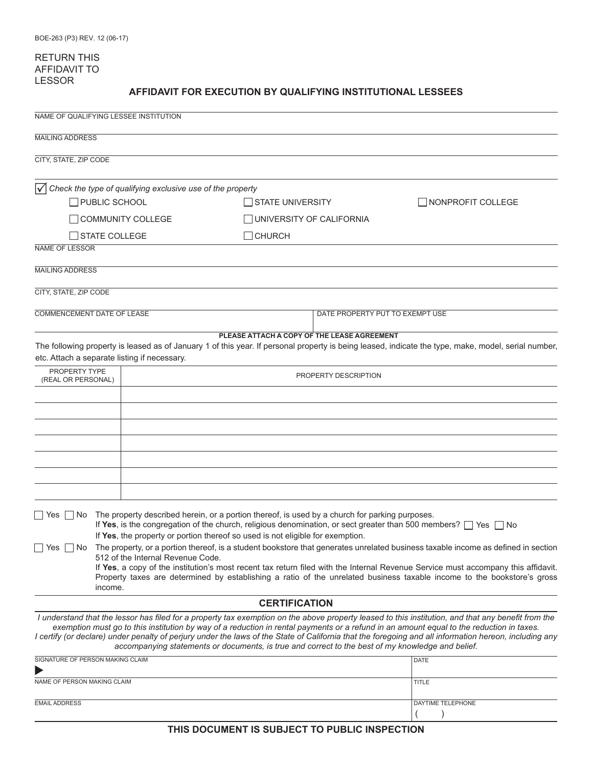BOE-263 (P3) REV. 12 (06-17)

RETURN THIS AFFIDAVIT TO LESSOR

## AFFIDAVIT FOR EXECUTION BY QUALIFYING INSTITUTIONAL LESSEES

NAME OF QUALIFYING LESSEE INSTITUTION

MAILING ADDRESS

CITY, STATE, ZIP CODE

☑ *Check the type of qualifying exclusive use of the property*

☐ PUBLIC SCHOOL ☐ STATE UNIVERSITY ☐ NONPROFIT COLLEGE

☐ COMMUNITY COLLEGE ☐ UNIVERSITY OF CALIFORNIA

☐ STATE COLLEGE ☐ CHURCH

NAME OF LESSOR

MAILING ADDRESS

CITY, STATE, ZIP CODE

| COMMENCEMENT DATE OF LEASE | DATE PROPERTY PUT TO EXEMPT USE |
|---|---|
| | |

**PLEASE ATTACH A COPY OF THE LEASE AGREEMENT**

The following property is leased as of January 1 of this year. If personal property is being leased, indicate the type, make, model, serial number, etc. Attach a separate listing if necessary.

| PROPERTY TYPE (REAL OR PERSONAL) | PROPERTY DESCRIPTION |
|---|---|
| | |
| | |
| | |
| | |
| | |
| | |
| | |

☐ Yes ☐ No The property described herein, or a portion thereof, is used by a church for parking purposes.
If **Yes**, is the congregation of the church, religious denomination, or sect greater than 500 members? ☐ Yes ☐ No
If **Yes**, the property or portion thereof so used is not eligible for exemption.

☐ Yes ☐ No The property, or a portion thereof, is a student bookstore that generates unrelated business taxable income as defined in section 512 of the Internal Revenue Code.
If **Yes**, a copy of the institution's most recent tax return filed with the Internal Revenue Service must accompany this affidavit. Property taxes are determined by establishing a ratio of the unrelated business taxable income to the bookstore's gross income.

## CERTIFICATION

*I understand that the lessor has filed for a property tax exemption on the above property leased to this institution, and that any benefit from the exemption must go to this institution by way of a reduction in rental payments or a refund in an amount equal to the reduction in taxes.*
*I certify (or declare) under penalty of perjury under the laws of the State of California that the foregoing and all information hereon, including any accompanying statements or documents, is true and correct to the best of my knowledge and belief.*

| SIGNATURE OF PERSON MAKING CLAIM | DATE |
|---|---|
| ▶ | |
| NAME OF PERSON MAKING CLAIM | TITLE |
| EMAIL ADDRESS | DAYTIME TELEPHONE ( ) |

**THIS DOCUMENT IS SUBJECT TO PUBLIC INSPECTION**